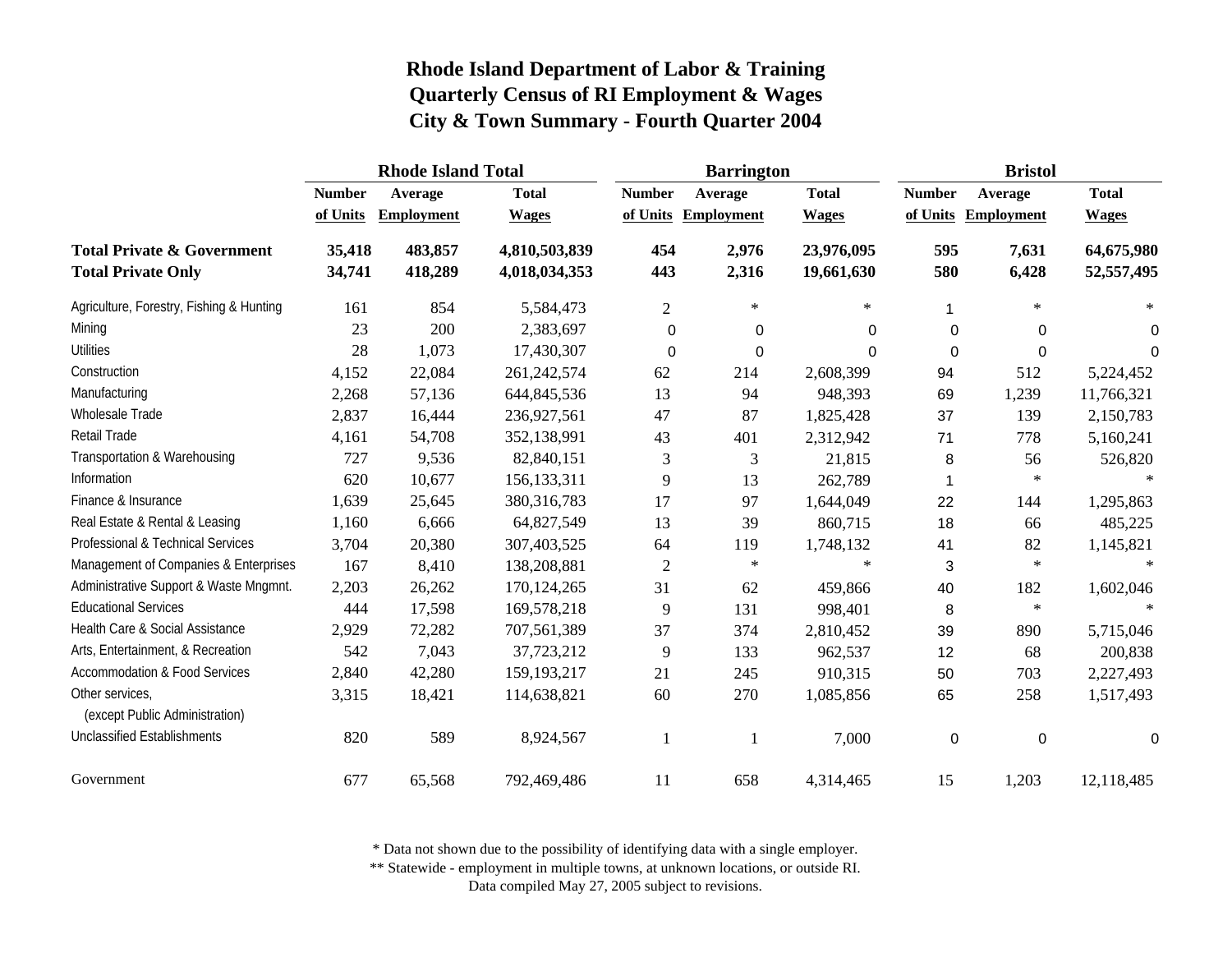# Rhode Island Department of Labor & Training
# Quarterly Census of RI Employment & Wages
# City & Town Summary - Fourth Quarter 2004

| | Rhode Island Total | | | Barrington | | | Bristol | | |
|---|---|---|---|---|---|---|---|---|---|
| | Number of Units | Average Employment | Total Wages | Number of Units | Average Employment | Total Wages | Number of Units | Average Employment | Total Wages |
| **Total Private & Government** | **35,418** | **483,857** | **4,810,503,839** | **454** | **2,976** | **23,976,095** | **595** | **7,631** | **64,675,980** |
| **Total Private Only** | **34,741** | **418,289** | **4,018,034,353** | **443** | **2,316** | **19,661,630** | **580** | **6,428** | **52,557,495** |
| Agriculture, Forestry, Fishing & Hunting | 161 | 854 | 5,584,473 | 2 | * | * | 1 | * | * |
| Mining | 23 | 200 | 2,383,697 | 0 | 0 | 0 | 0 | 0 | 0 |
| Utilities | 28 | 1,073 | 17,430,307 | 0 | 0 | 0 | 0 | 0 | 0 |
| Construction | 4,152 | 22,084 | 261,242,574 | 62 | 214 | 2,608,399 | 94 | 512 | 5,224,452 |
| Manufacturing | 2,268 | 57,136 | 644,845,536 | 13 | 94 | 948,393 | 69 | 1,239 | 11,766,321 |
| Wholesale Trade | 2,837 | 16,444 | 236,927,561 | 47 | 87 | 1,825,428 | 37 | 139 | 2,150,783 |
| Retail Trade | 4,161 | 54,708 | 352,138,991 | 43 | 401 | 2,312,942 | 71 | 778 | 5,160,241 |
| Transportation & Warehousing | 727 | 9,536 | 82,840,151 | 3 | 3 | 21,815 | 8 | 56 | 526,820 |
| Information | 620 | 10,677 | 156,133,311 | 9 | 13 | 262,789 | 1 | * | * |
| Finance & Insurance | 1,639 | 25,645 | 380,316,783 | 17 | 97 | 1,644,049 | 22 | 144 | 1,295,863 |
| Real Estate & Rental & Leasing | 1,160 | 6,666 | 64,827,549 | 13 | 39 | 860,715 | 18 | 66 | 485,225 |
| Professional & Technical Services | 3,704 | 20,380 | 307,403,525 | 64 | 119 | 1,748,132 | 41 | 82 | 1,145,821 |
| Management of Companies & Enterprises | 167 | 8,410 | 138,208,881 | 2 | * | * | 3 | * | * |
| Administrative Support & Waste Mngmnt. | 2,203 | 26,262 | 170,124,265 | 31 | 62 | 459,866 | 40 | 182 | 1,602,046 |
| Educational Services | 444 | 17,598 | 169,578,218 | 9 | 131 | 998,401 | 8 | * | * |
| Health Care & Social Assistance | 2,929 | 72,282 | 707,561,389 | 37 | 374 | 2,810,452 | 39 | 890 | 5,715,046 |
| Arts, Entertainment, & Recreation | 542 | 7,043 | 37,723,212 | 9 | 133 | 962,537 | 12 | 68 | 200,838 |
| Accommodation & Food Services | 2,840 | 42,280 | 159,193,217 | 21 | 245 | 910,315 | 50 | 703 | 2,227,493 |
| Other services, (except Public Administration) | 3,315 | 18,421 | 114,638,821 | 60 | 270 | 1,085,856 | 65 | 258 | 1,517,493 |
| Unclassified Establishments | 820 | 589 | 8,924,567 | 1 | 1 | 7,000 | 0 | 0 | 0 |
| Government | 677 | 65,568 | 792,469,486 | 11 | 658 | 4,314,465 | 15 | 1,203 | 12,118,485 |

\* Data not shown due to the possibility of identifying data with a single employer.
\*\* Statewide - employment in multiple towns, at unknown locations, or outside RI.
Data compiled May 27, 2005 subject to revisions.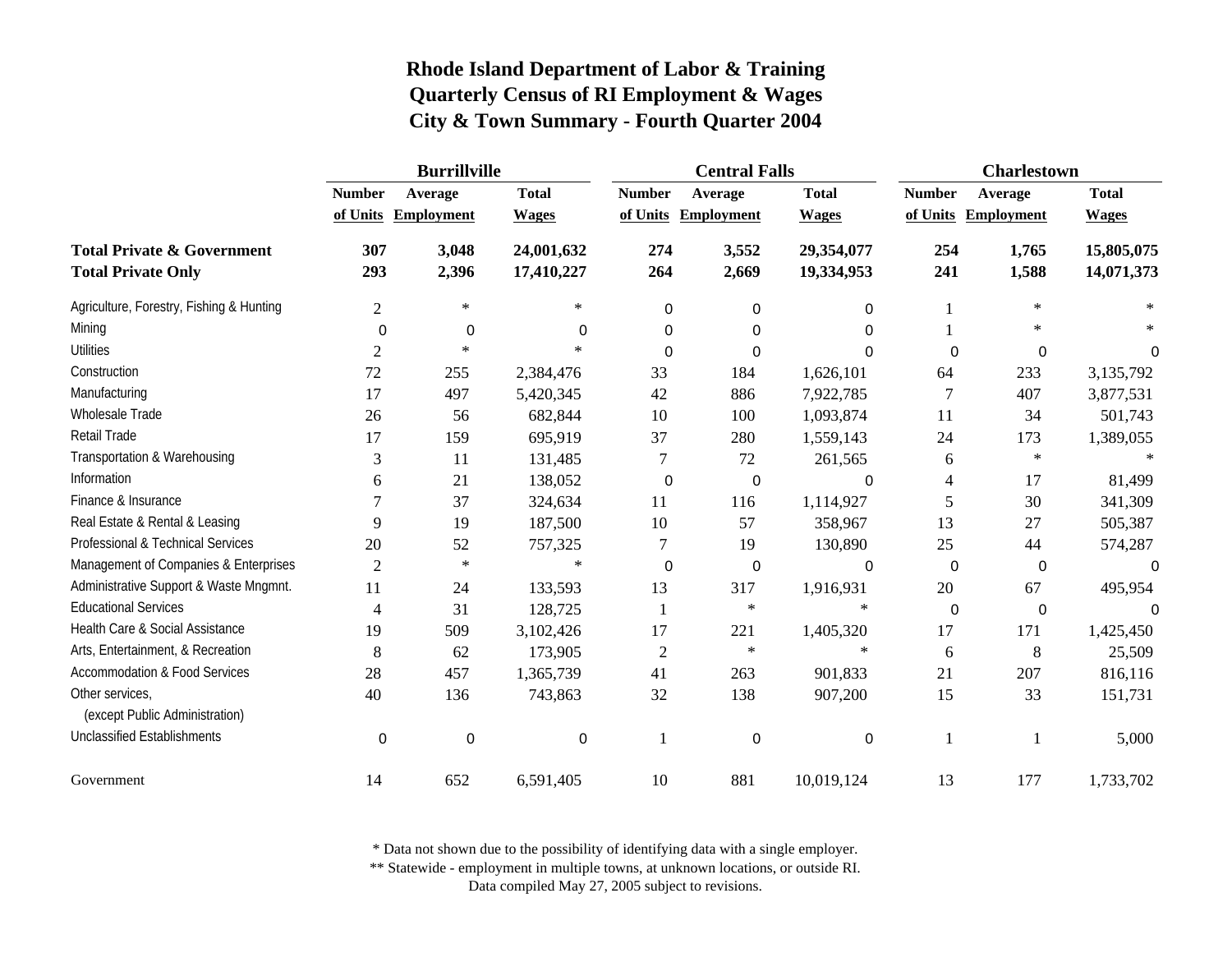# Rhode Island Department of Labor & Training
## Quarterly Census of RI Employment & Wages
## City & Town Summary - Fourth Quarter 2004

| | Burrillville | | | Central Falls | | | Charlestown | | |
|---|---|---|---|---|---|---|---|---|---|
| | Number of Units | Average Employment | Total Wages | Number of Units | Average Employment | Total Wages | Number of Units | Average Employment | Total Wages |
| **Total Private & Government** | **307** | **3,048** | **24,001,632** | **274** | **3,552** | **29,354,077** | **254** | **1,765** | **15,805,075** |
| **Total Private Only** | **293** | **2,396** | **17,410,227** | **264** | **2,669** | **19,334,953** | **241** | **1,588** | **14,071,373** |
| Agriculture, Forestry, Fishing & Hunting | 2 | * | * | 0 | 0 | 0 | 1 | * | * |
| Mining | 0 | 0 | 0 | 0 | 0 | 0 | 1 | * | * |
| Utilities | 2 | * | * | 0 | 0 | 0 | 0 | 0 | 0 |
| Construction | 72 | 255 | 2,384,476 | 33 | 184 | 1,626,101 | 64 | 233 | 3,135,792 |
| Manufacturing | 17 | 497 | 5,420,345 | 42 | 886 | 7,922,785 | 7 | 407 | 3,877,531 |
| Wholesale Trade | 26 | 56 | 682,844 | 10 | 100 | 1,093,874 | 11 | 34 | 501,743 |
| Retail Trade | 17 | 159 | 695,919 | 37 | 280 | 1,559,143 | 24 | 173 | 1,389,055 |
| Transportation & Warehousing | 3 | 11 | 131,485 | 7 | 72 | 261,565 | 6 | * | * |
| Information | 6 | 21 | 138,052 | 0 | 0 | 0 | 4 | 17 | 81,499 |
| Finance & Insurance | 7 | 37 | 324,634 | 11 | 116 | 1,114,927 | 5 | 30 | 341,309 |
| Real Estate & Rental & Leasing | 9 | 19 | 187,500 | 10 | 57 | 358,967 | 13 | 27 | 505,387 |
| Professional & Technical Services | 20 | 52 | 757,325 | 7 | 19 | 130,890 | 25 | 44 | 574,287 |
| Management of Companies & Enterprises | 2 | * | * | 0 | 0 | 0 | 0 | 0 | 0 |
| Administrative Support & Waste Mngmnt. | 11 | 24 | 133,593 | 13 | 317 | 1,916,931 | 20 | 67 | 495,954 |
| Educational Services | 4 | 31 | 128,725 | 1 | * | * | 0 | 0 | 0 |
| Health Care & Social Assistance | 19 | 509 | 3,102,426 | 17 | 221 | 1,405,320 | 17 | 171 | 1,425,450 |
| Arts, Entertainment, & Recreation | 8 | 62 | 173,905 | 2 | * | * | 6 | 8 | 25,509 |
| Accommodation & Food Services | 28 | 457 | 1,365,739 | 41 | 263 | 901,833 | 21 | 207 | 816,116 |
| Other services, (except Public Administration) | 40 | 136 | 743,863 | 32 | 138 | 907,200 | 15 | 33 | 151,731 |
| Unclassified Establishments | 0 | 0 | 0 | 1 | 0 | 0 | 1 | 1 | 5,000 |
| Government | 14 | 652 | 6,591,405 | 10 | 881 | 10,019,124 | 13 | 177 | 1,733,702 |

\* Data not shown due to the possibility of identifying data with a single employer.
** Statewide - employment in multiple towns, at unknown locations, or outside RI.
Data compiled May 27, 2005 subject to revisions.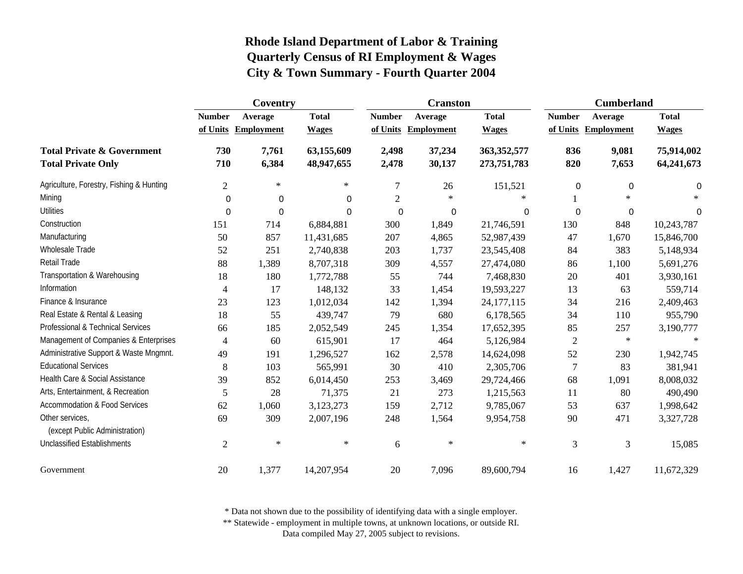# Rhode Island Department of Labor & Training
## Quarterly Census of RI Employment & Wages
## City & Town Summary - Fourth Quarter 2004

| | Coventry | | | Cranston | | | Cumberland | | |
|---|---|---|---|---|---|---|---|---|---|
| | Number of Units | Average Employment | Total Wages | Number of Units | Average Employment | Total Wages | Number of Units | Average Employment | Total Wages |
| **Total Private & Government** | **730** | **7,761** | **63,155,609** | **2,498** | **37,234** | **363,352,577** | **836** | **9,081** | **75,914,002** |
| **Total Private Only** | **710** | **6,384** | **48,947,655** | **2,478** | **30,137** | **273,751,783** | **820** | **7,653** | **64,241,673** |
| Agriculture, Forestry, Fishing & Hunting | 2 | * | * | 7 | 26 | 151,521 | 0 | 0 | 0 |
| Mining | 0 | 0 | 0 | 2 | * | * | 1 | * | * |
| Utilities | 0 | 0 | 0 | 0 | 0 | 0 | 0 | 0 | 0 |
| Construction | 151 | 714 | 6,884,881 | 300 | 1,849 | 21,746,591 | 130 | 848 | 10,243,787 |
| Manufacturing | 50 | 857 | 11,431,685 | 207 | 4,865 | 52,987,439 | 47 | 1,670 | 15,846,700 |
| Wholesale Trade | 52 | 251 | 2,740,838 | 203 | 1,737 | 23,545,408 | 84 | 383 | 5,148,934 |
| Retail Trade | 88 | 1,389 | 8,707,318 | 309 | 4,557 | 27,474,080 | 86 | 1,100 | 5,691,276 |
| Transportation & Warehousing | 18 | 180 | 1,772,788 | 55 | 744 | 7,468,830 | 20 | 401 | 3,930,161 |
| Information | 4 | 17 | 148,132 | 33 | 1,454 | 19,593,227 | 13 | 63 | 559,714 |
| Finance & Insurance | 23 | 123 | 1,012,034 | 142 | 1,394 | 24,177,115 | 34 | 216 | 2,409,463 |
| Real Estate & Rental & Leasing | 18 | 55 | 439,747 | 79 | 680 | 6,178,565 | 34 | 110 | 955,790 |
| Professional & Technical Services | 66 | 185 | 2,052,549 | 245 | 1,354 | 17,652,395 | 85 | 257 | 3,190,777 |
| Management of Companies & Enterprises | 4 | 60 | 615,901 | 17 | 464 | 5,126,984 | 2 | * | * |
| Administrative Support & Waste Mngmnt. | 49 | 191 | 1,296,527 | 162 | 2,578 | 14,624,098 | 52 | 230 | 1,942,745 |
| Educational Services | 8 | 103 | 565,991 | 30 | 410 | 2,305,706 | 7 | 83 | 381,941 |
| Health Care & Social Assistance | 39 | 852 | 6,014,450 | 253 | 3,469 | 29,724,466 | 68 | 1,091 | 8,008,032 |
| Arts, Entertainment, & Recreation | 5 | 28 | 71,375 | 21 | 273 | 1,215,563 | 11 | 80 | 490,490 |
| Accommodation & Food Services | 62 | 1,060 | 3,123,273 | 159 | 2,712 | 9,785,067 | 53 | 637 | 1,998,642 |
| Other services, (except Public Administration) | 69 | 309 | 2,007,196 | 248 | 1,564 | 9,954,758 | 90 | 471 | 3,327,728 |
| Unclassified Establishments | 2 | * | * | 6 | * | * | 3 | 3 | 15,085 |
| Government | 20 | 1,377 | 14,207,954 | 20 | 7,096 | 89,600,794 | 16 | 1,427 | 11,672,329 |

* Data not shown due to the possibility of identifying data with a single employer.
** Statewide - employment in multiple towns, at unknown locations, or outside RI.
Data compiled May 27, 2005 subject to revisions.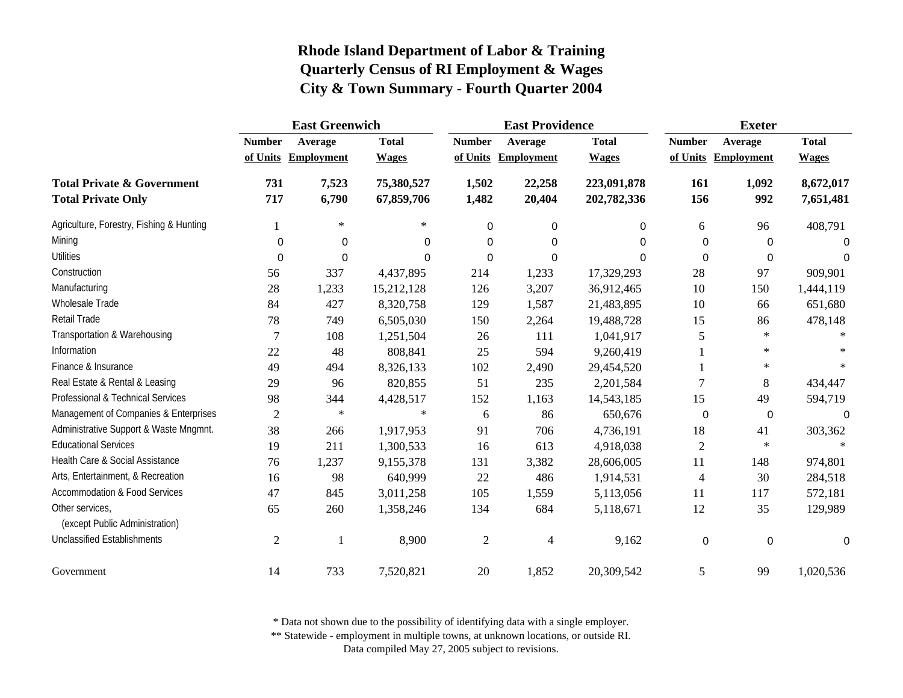# Rhode Island Department of Labor & Training
# Quarterly Census of RI Employment & Wages
# City & Town Summary - Fourth Quarter 2004

| | East Greenwich | | | East Providence | | | Exeter | | |
|---|---|---|---|---|---|---|---|---|---|
| | Number of Units | Average Employment | Total Wages | Number of Units | Average Employment | Total Wages | Number of Units | Average Employment | Total Wages |
| **Total Private & Government** | **731** | **7,523** | **75,380,527** | **1,502** | **22,258** | **223,091,878** | **161** | **1,092** | **8,672,017** |
| **Total Private Only** | **717** | **6,790** | **67,859,706** | **1,482** | **20,404** | **202,782,336** | **156** | **992** | **7,651,481** |
| Agriculture, Forestry, Fishing & Hunting | 1 | * | * | 0 | 0 | 0 | 6 | 96 | 408,791 |
| Mining | 0 | 0 | 0 | 0 | 0 | 0 | 0 | 0 | 0 |
| Utilities | 0 | 0 | 0 | 0 | 0 | 0 | 0 | 0 | 0 |
| Construction | 56 | 337 | 4,437,895 | 214 | 1,233 | 17,329,293 | 28 | 97 | 909,901 |
| Manufacturing | 28 | 1,233 | 15,212,128 | 126 | 3,207 | 36,912,465 | 10 | 150 | 1,444,119 |
| Wholesale Trade | 84 | 427 | 8,320,758 | 129 | 1,587 | 21,483,895 | 10 | 66 | 651,680 |
| Retail Trade | 78 | 749 | 6,505,030 | 150 | 2,264 | 19,488,728 | 15 | 86 | 478,148 |
| Transportation & Warehousing | 7 | 108 | 1,251,504 | 26 | 111 | 1,041,917 | 5 | * | * |
| Information | 22 | 48 | 808,841 | 25 | 594 | 9,260,419 | 1 | * | * |
| Finance & Insurance | 49 | 494 | 8,326,133 | 102 | 2,490 | 29,454,520 | 1 | * | * |
| Real Estate & Rental & Leasing | 29 | 96 | 820,855 | 51 | 235 | 2,201,584 | 7 | 8 | 434,447 |
| Professional & Technical Services | 98 | 344 | 4,428,517 | 152 | 1,163 | 14,543,185 | 15 | 49 | 594,719 |
| Management of Companies & Enterprises | 2 | * | * | 6 | 86 | 650,676 | 0 | 0 | 0 |
| Administrative Support & Waste Mngmnt. | 38 | 266 | 1,917,953 | 91 | 706 | 4,736,191 | 18 | 41 | 303,362 |
| Educational Services | 19 | 211 | 1,300,533 | 16 | 613 | 4,918,038 | 2 | * | * |
| Health Care & Social Assistance | 76 | 1,237 | 9,155,378 | 131 | 3,382 | 28,606,005 | 11 | 148 | 974,801 |
| Arts, Entertainment, & Recreation | 16 | 98 | 640,999 | 22 | 486 | 1,914,531 | 4 | 30 | 284,518 |
| Accommodation & Food Services | 47 | 845 | 3,011,258 | 105 | 1,559 | 5,113,056 | 11 | 117 | 572,181 |
| Other services, (except Public Administration) | 65 | 260 | 1,358,246 | 134 | 684 | 5,118,671 | 12 | 35 | 129,989 |
| Unclassified Establishments | 2 | 1 | 8,900 | 2 | 4 | 9,162 | 0 | 0 | 0 |
| Government | 14 | 733 | 7,520,821 | 20 | 1,852 | 20,309,542 | 5 | 99 | 1,020,536 |

* Data not shown due to the possibility of identifying data with a single employer.
** Statewide - employment in multiple towns, at unknown locations, or outside RI.
Data compiled May 27, 2005 subject to revisions.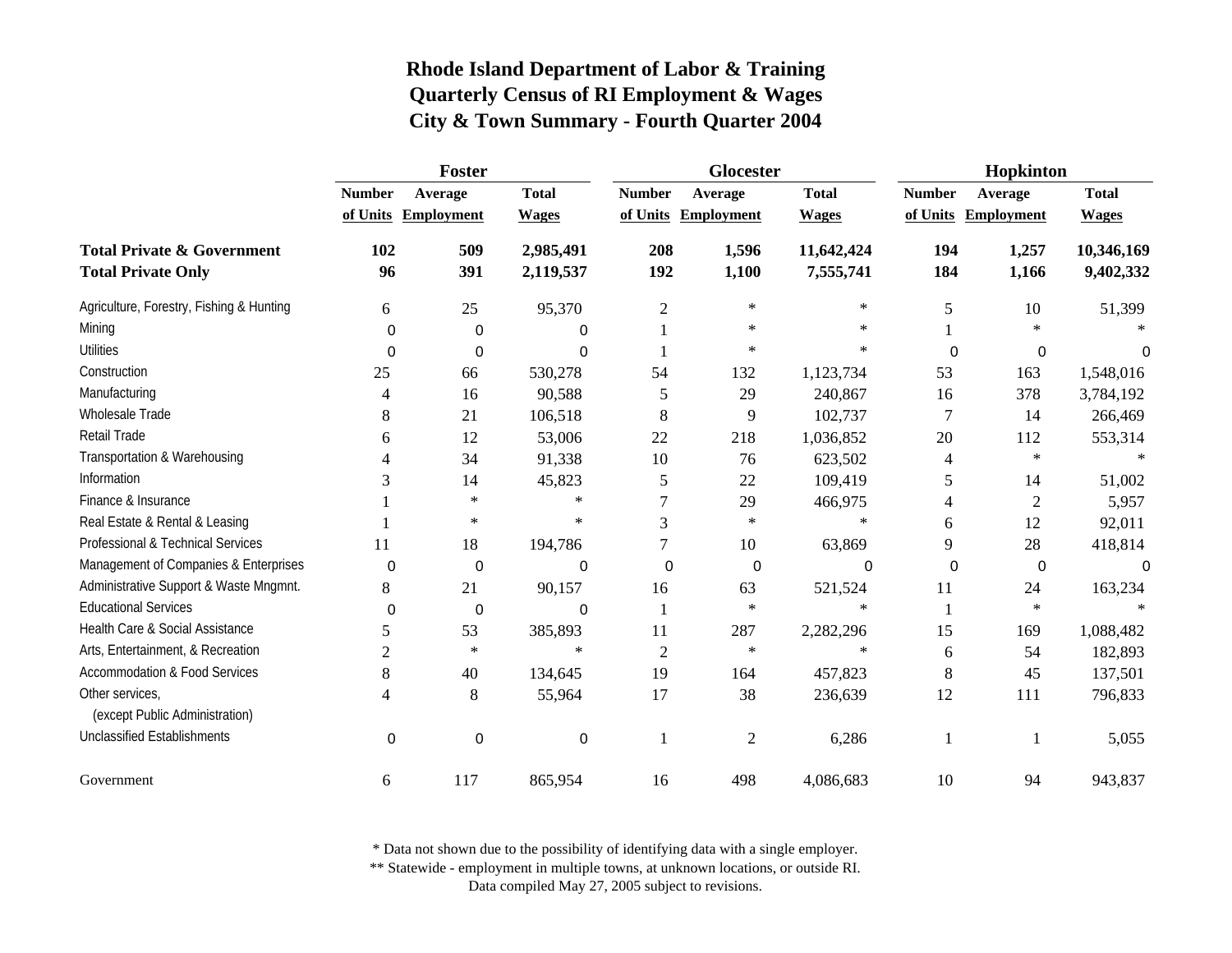# Rhode Island Department of Labor & Training
## Quarterly Census of RI Employment & Wages
## City & Town Summary - Fourth Quarter 2004

| | Foster | | | Glocester | | | Hopkinton | | |
|---|---|---|---|---|---|---|---|---|---|
| | Number of Units | Average Employment | Total Wages | Number of Units | Average Employment | Total Wages | Number of Units | Average Employment | Total Wages |
| **Total Private & Government** | **102** | **509** | **2,985,491** | **208** | **1,596** | **11,642,424** | **194** | **1,257** | **10,346,169** |
| **Total Private Only** | **96** | **391** | **2,119,537** | **192** | **1,100** | **7,555,741** | **184** | **1,166** | **9,402,332** |
| Agriculture, Forestry, Fishing & Hunting | 6 | 25 | 95,370 | 2 | * | * | 5 | 10 | 51,399 |
| Mining | 0 | 0 | 0 | 1 | * | * | 1 | * | * |
| Utilities | 0 | 0 | 0 | 1 | * | * | 0 | 0 | 0 |
| Construction | 25 | 66 | 530,278 | 54 | 132 | 1,123,734 | 53 | 163 | 1,548,016 |
| Manufacturing | 4 | 16 | 90,588 | 5 | 29 | 240,867 | 16 | 378 | 3,784,192 |
| Wholesale Trade | 8 | 21 | 106,518 | 8 | 9 | 102,737 | 7 | 14 | 266,469 |
| Retail Trade | 6 | 12 | 53,006 | 22 | 218 | 1,036,852 | 20 | 112 | 553,314 |
| Transportation & Warehousing | 4 | 34 | 91,338 | 10 | 76 | 623,502 | 4 | * | * |
| Information | 3 | 14 | 45,823 | 5 | 22 | 109,419 | 5 | 14 | 51,002 |
| Finance & Insurance | 1 | * | * | 7 | 29 | 466,975 | 4 | 2 | 5,957 |
| Real Estate & Rental & Leasing | 1 | * | * | 3 | * | * | 6 | 12 | 92,011 |
| Professional & Technical Services | 11 | 18 | 194,786 | 7 | 10 | 63,869 | 9 | 28 | 418,814 |
| Management of Companies & Enterprises | 0 | 0 | 0 | 0 | 0 | 0 | 0 | 0 | 0 |
| Administrative Support & Waste Mngmnt. | 8 | 21 | 90,157 | 16 | 63 | 521,524 | 11 | 24 | 163,234 |
| Educational Services | 0 | 0 | 0 | 1 | * | * | 1 | * | * |
| Health Care & Social Assistance | 5 | 53 | 385,893 | 11 | 287 | 2,282,296 | 15 | 169 | 1,088,482 |
| Arts, Entertainment, & Recreation | 2 | * | * | 2 | * | * | 6 | 54 | 182,893 |
| Accommodation & Food Services | 8 | 40 | 134,645 | 19 | 164 | 457,823 | 8 | 45 | 137,501 |
| Other services, (except Public Administration) | 4 | 8 | 55,964 | 17 | 38 | 236,639 | 12 | 111 | 796,833 |
| Unclassified Establishments | 0 | 0 | 0 | 1 | 2 | 6,286 | 1 | 1 | 5,055 |
| Government | 6 | 117 | 865,954 | 16 | 498 | 4,086,683 | 10 | 94 | 943,837 |

\* Data not shown due to the possibility of identifying data with a single employer.
\** Statewide - employment in multiple towns, at unknown locations, or outside RI.
Data compiled May 27, 2005 subject to revisions.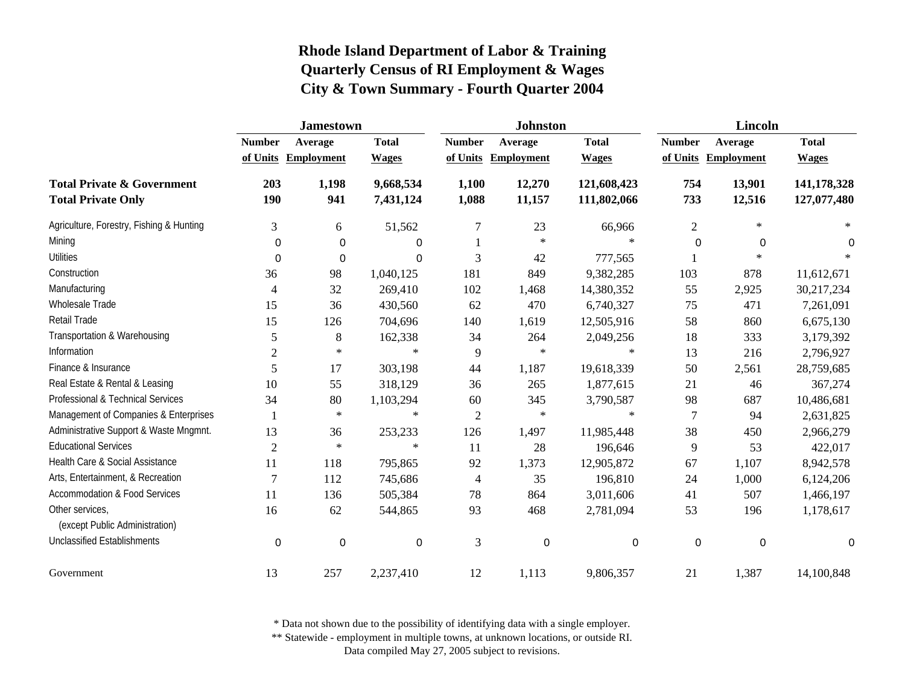# Rhode Island Department of Labor & Training
# Quarterly Census of RI Employment & Wages
# City & Town Summary - Fourth Quarter 2004

| | Jamestown | | | Johnston | | | Lincoln | | |
|---|---|---|---|---|---|---|---|---|---|
| | Number of Units | Average Employment | Total Wages | Number of Units | Average Employment | Total Wages | Number of Units | Average Employment | Total Wages |
| **Total Private & Government** | **203** | **1,198** | **9,668,534** | **1,100** | **12,270** | **121,608,423** | **754** | **13,901** | **141,178,328** |
| **Total Private Only** | **190** | **941** | **7,431,124** | **1,088** | **11,157** | **111,802,066** | **733** | **12,516** | **127,077,480** |
| Agriculture, Forestry, Fishing & Hunting | 3 | 6 | 51,562 | 7 | 23 | 66,966 | 2 | * | * |
| Mining | 0 | 0 | 0 | 1 | * | * | 0 | 0 | 0 |
| Utilities | 0 | 0 | 0 | 3 | 42 | 777,565 | 1 | * | * |
| Construction | 36 | 98 | 1,040,125 | 181 | 849 | 9,382,285 | 103 | 878 | 11,612,671 |
| Manufacturing | 4 | 32 | 269,410 | 102 | 1,468 | 14,380,352 | 55 | 2,925 | 30,217,234 |
| Wholesale Trade | 15 | 36 | 430,560 | 62 | 470 | 6,740,327 | 75 | 471 | 7,261,091 |
| Retail Trade | 15 | 126 | 704,696 | 140 | 1,619 | 12,505,916 | 58 | 860 | 6,675,130 |
| Transportation & Warehousing | 5 | 8 | 162,338 | 34 | 264 | 2,049,256 | 18 | 333 | 3,179,392 |
| Information | 2 | * | * | 9 | * | * | 13 | 216 | 2,796,927 |
| Finance & Insurance | 5 | 17 | 303,198 | 44 | 1,187 | 19,618,339 | 50 | 2,561 | 28,759,685 |
| Real Estate & Rental & Leasing | 10 | 55 | 318,129 | 36 | 265 | 1,877,615 | 21 | 46 | 367,274 |
| Professional & Technical Services | 34 | 80 | 1,103,294 | 60 | 345 | 3,790,587 | 98 | 687 | 10,486,681 |
| Management of Companies & Enterprises | 1 | * | * | 2 | * | * | 7 | 94 | 2,631,825 |
| Administrative Support & Waste Mngmnt. | 13 | 36 | 253,233 | 126 | 1,497 | 11,985,448 | 38 | 450 | 2,966,279 |
| Educational Services | 2 | * | * | 11 | 28 | 196,646 | 9 | 53 | 422,017 |
| Health Care & Social Assistance | 11 | 118 | 795,865 | 92 | 1,373 | 12,905,872 | 67 | 1,107 | 8,942,578 |
| Arts, Entertainment, & Recreation | 7 | 112 | 745,686 | 4 | 35 | 196,810 | 24 | 1,000 | 6,124,206 |
| Accommodation & Food Services | 11 | 136 | 505,384 | 78 | 864 | 3,011,606 | 41 | 507 | 1,466,197 |
| Other services, (except Public Administration) | 16 | 62 | 544,865 | 93 | 468 | 2,781,094 | 53 | 196 | 1,178,617 |
| Unclassified Establishments | 0 | 0 | 0 | 3 | 0 | 0 | 0 | 0 | 0 |
| Government | 13 | 257 | 2,237,410 | 12 | 1,113 | 9,806,357 | 21 | 1,387 | 14,100,848 |

\* Data not shown due to the possibility of identifying data with a single employer.
\*\* Statewide - employment in multiple towns, at unknown locations, or outside RI.
Data compiled May 27, 2005 subject to revisions.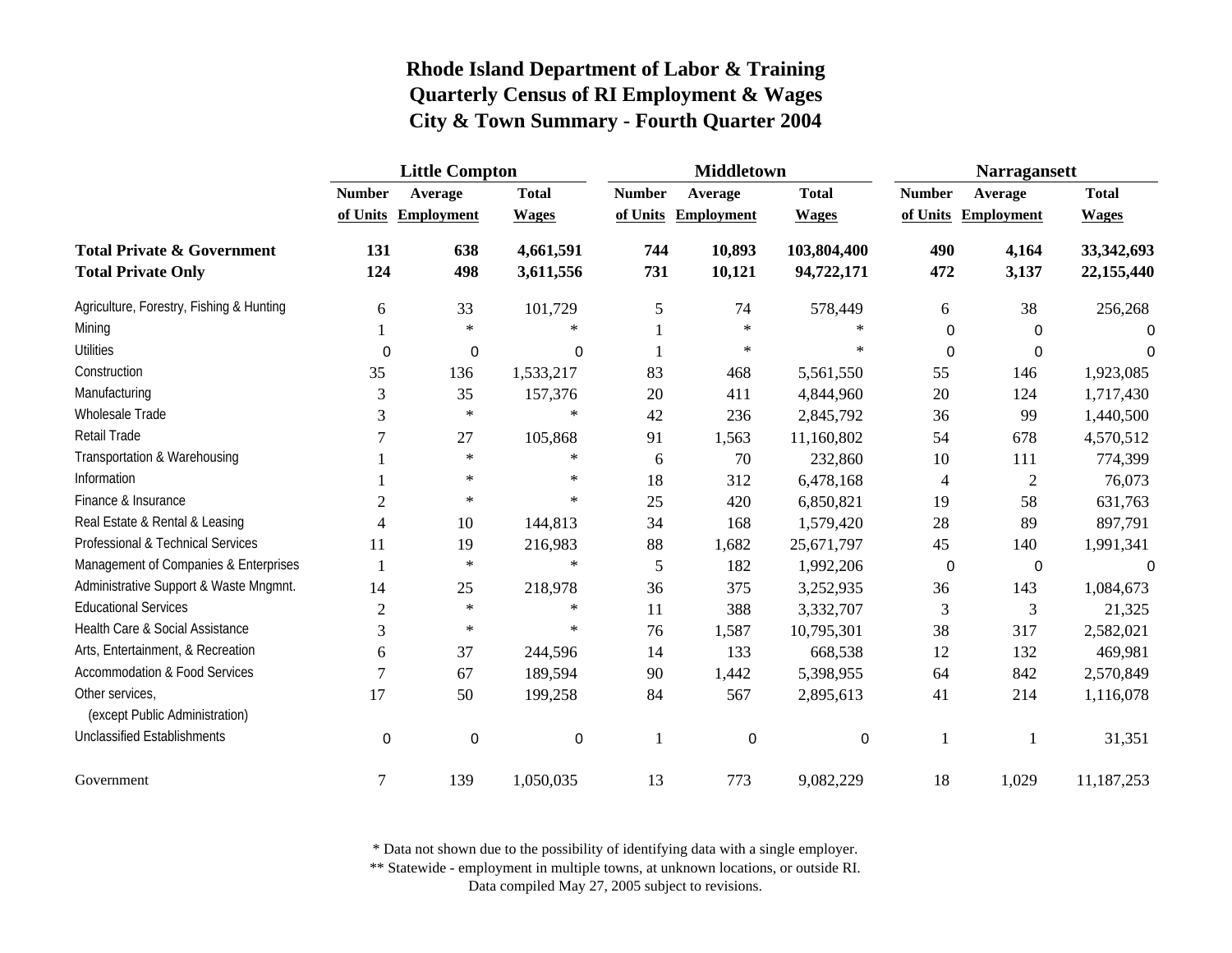# Rhode Island Department of Labor & Training
## Quarterly Census of RI Employment & Wages
## City & Town Summary - Fourth Quarter 2004

| | Little Compton | | | Middletown | | | Narragansett | | |
|---|---|---|---|---|---|---|---|---|---|
| | Number of Units | Average Employment | Total Wages | Number of Units | Average Employment | Total Wages | Number of Units | Average Employment | Total Wages |
| **Total Private & Government** | **131** | **638** | **4,661,591** | **744** | **10,893** | **103,804,400** | **490** | **4,164** | **33,342,693** |
| **Total Private Only** | **124** | **498** | **3,611,556** | **731** | **10,121** | **94,722,171** | **472** | **3,137** | **22,155,440** |
| Agriculture, Forestry, Fishing & Hunting | 6 | 33 | 101,729 | 5 | 74 | 578,449 | 6 | 38 | 256,268 |
| Mining | 1 | * | * | 1 | * | * | 0 | 0 | 0 |
| Utilities | 0 | 0 | 0 | 1 | * | * | 0 | 0 | 0 |
| Construction | 35 | 136 | 1,533,217 | 83 | 468 | 5,561,550 | 55 | 146 | 1,923,085 |
| Manufacturing | 3 | 35 | 157,376 | 20 | 411 | 4,844,960 | 20 | 124 | 1,717,430 |
| Wholesale Trade | 3 | * | * | 42 | 236 | 2,845,792 | 36 | 99 | 1,440,500 |
| Retail Trade | 7 | 27 | 105,868 | 91 | 1,563 | 11,160,802 | 54 | 678 | 4,570,512 |
| Transportation & Warehousing | 1 | * | * | 6 | 70 | 232,860 | 10 | 111 | 774,399 |
| Information | 1 | * | * | 18 | 312 | 6,478,168 | 4 | 2 | 76,073 |
| Finance & Insurance | 2 | * | * | 25 | 420 | 6,850,821 | 19 | 58 | 631,763 |
| Real Estate & Rental & Leasing | 4 | 10 | 144,813 | 34 | 168 | 1,579,420 | 28 | 89 | 897,791 |
| Professional & Technical Services | 11 | 19 | 216,983 | 88 | 1,682 | 25,671,797 | 45 | 140 | 1,991,341 |
| Management of Companies & Enterprises | 1 | * | * | 5 | 182 | 1,992,206 | 0 | 0 | 0 |
| Administrative Support & Waste Mngmnt. | 14 | 25 | 218,978 | 36 | 375 | 3,252,935 | 36 | 143 | 1,084,673 |
| Educational Services | 2 | * | * | 11 | 388 | 3,332,707 | 3 | 3 | 21,325 |
| Health Care & Social Assistance | 3 | * | * | 76 | 1,587 | 10,795,301 | 38 | 317 | 2,582,021 |
| Arts, Entertainment, & Recreation | 6 | 37 | 244,596 | 14 | 133 | 668,538 | 12 | 132 | 469,981 |
| Accommodation & Food Services | 7 | 67 | 189,594 | 90 | 1,442 | 5,398,955 | 64 | 842 | 2,570,849 |
| Other services, (except Public Administration) | 17 | 50 | 199,258 | 84 | 567 | 2,895,613 | 41 | 214 | 1,116,078 |
| Unclassified Establishments | 0 | 0 | 0 | 1 | 0 | 0 | 1 | 1 | 31,351 |
| Government | 7 | 139 | 1,050,035 | 13 | 773 | 9,082,229 | 18 | 1,029 | 11,187,253 |

* Data not shown due to the possibility of identifying data with a single employer.
** Statewide - employment in multiple towns, at unknown locations, or outside RI.
Data compiled May 27, 2005 subject to revisions.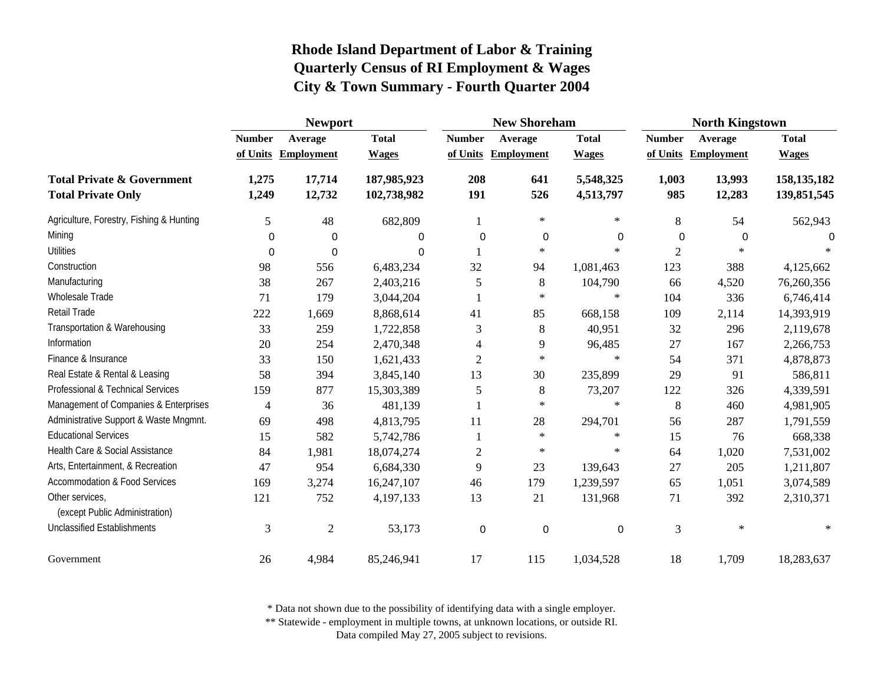# Rhode Island Department of Labor & Training
# Quarterly Census of RI Employment & Wages
# City & Town Summary - Fourth Quarter 2004

| | Newport | | | New Shoreham | | | North Kingstown | | |
|---|---|---|---|---|---|---|---|---|---|
| | Number of Units | Average Employment | Total Wages | Number of Units | Average Employment | Total Wages | Number of Units | Average Employment | Total Wages |
| **Total Private & Government** | **1,275** | **17,714** | **187,985,923** | **208** | **641** | **5,548,325** | **1,003** | **13,993** | **158,135,182** |
| **Total Private Only** | **1,249** | **12,732** | **102,738,982** | **191** | **526** | **4,513,797** | **985** | **12,283** | **139,851,545** |
| Agriculture, Forestry, Fishing & Hunting | 5 | 48 | 682,809 | 1 | * | * | 8 | 54 | 562,943 |
| Mining | 0 | 0 | 0 | 0 | 0 | 0 | 0 | 0 | 0 |
| Utilities | 0 | 0 | 0 | 1 | * | * | 2 | * | * |
| Construction | 98 | 556 | 6,483,234 | 32 | 94 | 1,081,463 | 123 | 388 | 4,125,662 |
| Manufacturing | 38 | 267 | 2,403,216 | 5 | 8 | 104,790 | 66 | 4,520 | 76,260,356 |
| Wholesale Trade | 71 | 179 | 3,044,204 | 1 | * | * | 104 | 336 | 6,746,414 |
| Retail Trade | 222 | 1,669 | 8,868,614 | 41 | 85 | 668,158 | 109 | 2,114 | 14,393,919 |
| Transportation & Warehousing | 33 | 259 | 1,722,858 | 3 | 8 | 40,951 | 32 | 296 | 2,119,678 |
| Information | 20 | 254 | 2,470,348 | 4 | 9 | 96,485 | 27 | 167 | 2,266,753 |
| Finance & Insurance | 33 | 150 | 1,621,433 | 2 | * | * | 54 | 371 | 4,878,873 |
| Real Estate & Rental & Leasing | 58 | 394 | 3,845,140 | 13 | 30 | 235,899 | 29 | 91 | 586,811 |
| Professional & Technical Services | 159 | 877 | 15,303,389 | 5 | 8 | 73,207 | 122 | 326 | 4,339,591 |
| Management of Companies & Enterprises | 4 | 36 | 481,139 | 1 | * | * | 8 | 460 | 4,981,905 |
| Administrative Support & Waste Mngmnt. | 69 | 498 | 4,813,795 | 11 | 28 | 294,701 | 56 | 287 | 1,791,559 |
| Educational Services | 15 | 582 | 5,742,786 | 1 | * | * | 15 | 76 | 668,338 |
| Health Care & Social Assistance | 84 | 1,981 | 18,074,274 | 2 | * | * | 64 | 1,020 | 7,531,002 |
| Arts, Entertainment, & Recreation | 47 | 954 | 6,684,330 | 9 | 23 | 139,643 | 27 | 205 | 1,211,807 |
| Accommodation & Food Services | 169 | 3,274 | 16,247,107 | 46 | 179 | 1,239,597 | 65 | 1,051 | 3,074,589 |
| Other services, (except Public Administration) | 121 | 752 | 4,197,133 | 13 | 21 | 131,968 | 71 | 392 | 2,310,371 |
| Unclassified Establishments | 3 | 2 | 53,173 | 0 | 0 | 0 | 3 | * | * |
| Government | 26 | 4,984 | 85,246,941 | 17 | 115 | 1,034,528 | 18 | 1,709 | 18,283,637 |

\* Data not shown due to the possibility of identifying data with a single employer.
\*\* Statewide - employment in multiple towns, at unknown locations, or outside RI.
Data compiled May 27, 2005 subject to revisions.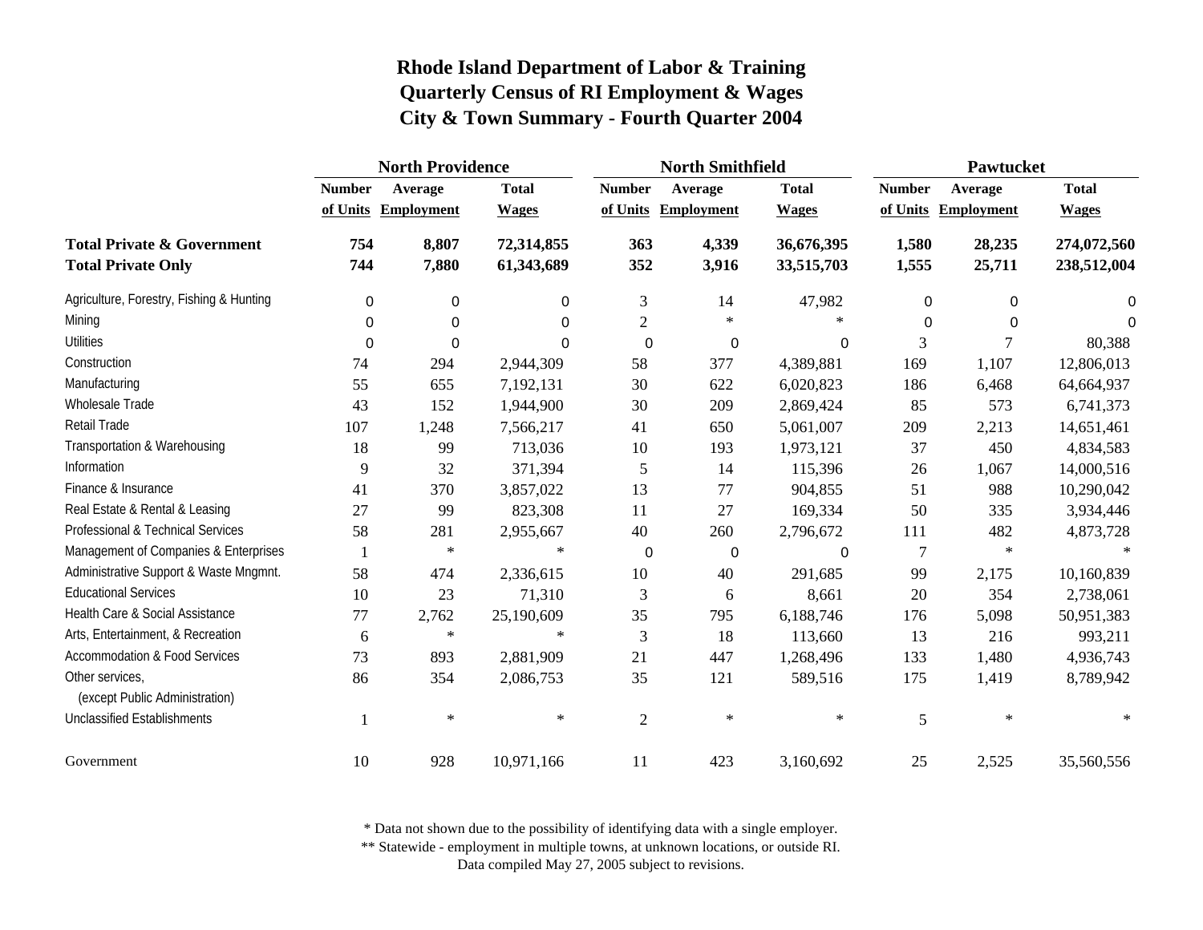# Rhode Island Department of Labor & Training
## Quarterly Census of RI Employment & Wages
## City & Town Summary - Fourth Quarter 2004

| | North Providence | | | North Smithfield | | | Pawtucket | | |
|---|---|---|---|---|---|---|---|---|---|
| | Number of Units | Average Employment | Total Wages | Number of Units | Average Employment | Total Wages | Number of Units | Average Employment | Total Wages |
| **Total Private & Government** | **754** | **8,807** | **72,314,855** | **363** | **4,339** | **36,676,395** | **1,580** | **28,235** | **274,072,560** |
| **Total Private Only** | **744** | **7,880** | **61,343,689** | **352** | **3,916** | **33,515,703** | **1,555** | **25,711** | **238,512,004** |
| Agriculture, Forestry, Fishing & Hunting | 0 | 0 | 0 | 3 | 14 | 47,982 | 0 | 0 | 0 |
| Mining | 0 | 0 | 0 | 2 | * | * | 0 | 0 | 0 |
| Utilities | 0 | 0 | 0 | 0 | 0 | 0 | 3 | 7 | 80,388 |
| Construction | 74 | 294 | 2,944,309 | 58 | 377 | 4,389,881 | 169 | 1,107 | 12,806,013 |
| Manufacturing | 55 | 655 | 7,192,131 | 30 | 622 | 6,020,823 | 186 | 6,468 | 64,664,937 |
| Wholesale Trade | 43 | 152 | 1,944,900 | 30 | 209 | 2,869,424 | 85 | 573 | 6,741,373 |
| Retail Trade | 107 | 1,248 | 7,566,217 | 41 | 650 | 5,061,007 | 209 | 2,213 | 14,651,461 |
| Transportation & Warehousing | 18 | 99 | 713,036 | 10 | 193 | 1,973,121 | 37 | 450 | 4,834,583 |
| Information | 9 | 32 | 371,394 | 5 | 14 | 115,396 | 26 | 1,067 | 14,000,516 |
| Finance & Insurance | 41 | 370 | 3,857,022 | 13 | 77 | 904,855 | 51 | 988 | 10,290,042 |
| Real Estate & Rental & Leasing | 27 | 99 | 823,308 | 11 | 27 | 169,334 | 50 | 335 | 3,934,446 |
| Professional & Technical Services | 58 | 281 | 2,955,667 | 40 | 260 | 2,796,672 | 111 | 482 | 4,873,728 |
| Management of Companies & Enterprises | 1 | * | * | 0 | 0 | 0 | 7 | * | * |
| Administrative Support & Waste Mngmnt. | 58 | 474 | 2,336,615 | 10 | 40 | 291,685 | 99 | 2,175 | 10,160,839 |
| Educational Services | 10 | 23 | 71,310 | 3 | 6 | 8,661 | 20 | 354 | 2,738,061 |
| Health Care & Social Assistance | 77 | 2,762 | 25,190,609 | 35 | 795 | 6,188,746 | 176 | 5,098 | 50,951,383 |
| Arts, Entertainment, & Recreation | 6 | * | * | 3 | 18 | 113,660 | 13 | 216 | 993,211 |
| Accommodation & Food Services | 73 | 893 | 2,881,909 | 21 | 447 | 1,268,496 | 133 | 1,480 | 4,936,743 |
| Other services, (except Public Administration) | 86 | 354 | 2,086,753 | 35 | 121 | 589,516 | 175 | 1,419 | 8,789,942 |
| Unclassified Establishments | 1 | * | * | 2 | * | * | 5 | * | * |
| Government | 10 | 928 | 10,971,166 | 11 | 423 | 3,160,692 | 25 | 2,525 | 35,560,556 |

\* Data not shown due to the possibility of identifying data with a single employer.
\*\* Statewide - employment in multiple towns, at unknown locations, or outside RI.
Data compiled May 27, 2005 subject to revisions.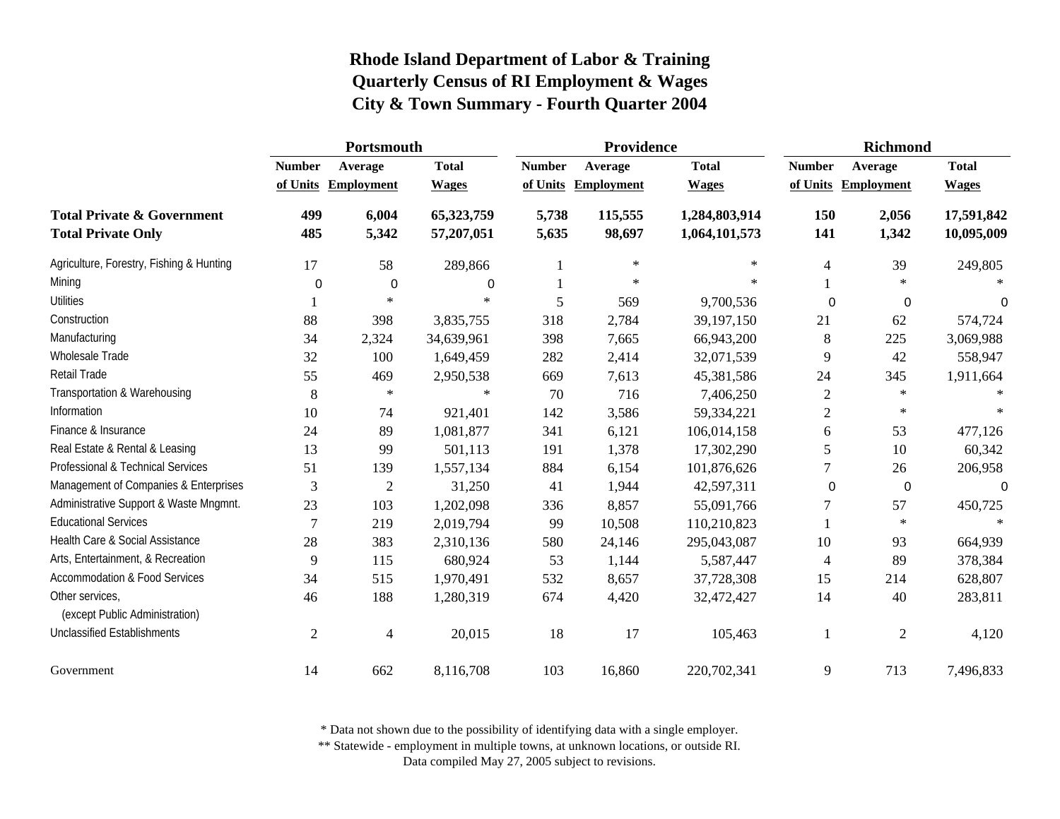# Rhode Island Department of Labor & Training
## Quarterly Census of RI Employment & Wages
## City & Town Summary - Fourth Quarter 2004

| | Portsmouth | | | Providence | | | Richmond | | |
|---|---|---|---|---|---|---|---|---|---|
| | Number of Units | Average Employment | Total Wages | Number of Units | Average Employment | Total Wages | Number of Units | Average Employment | Total Wages |
| **Total Private & Government** | **499** | **6,004** | **65,323,759** | **5,738** | **115,555** | **1,284,803,914** | **150** | **2,056** | **17,591,842** |
| **Total Private Only** | **485** | **5,342** | **57,207,051** | **5,635** | **98,697** | **1,064,101,573** | **141** | **1,342** | **10,095,009** |
| Agriculture, Forestry, Fishing & Hunting | 17 | 58 | 289,866 | 1 | * | * | 4 | 39 | 249,805 |
| Mining | 0 | 0 | 0 | 1 | * | * | 1 | * | * |
| Utilities | 1 | * | * | 5 | 569 | 9,700,536 | 0 | 0 | 0 |
| Construction | 88 | 398 | 3,835,755 | 318 | 2,784 | 39,197,150 | 21 | 62 | 574,724 |
| Manufacturing | 34 | 2,324 | 34,639,961 | 398 | 7,665 | 66,943,200 | 8 | 225 | 3,069,988 |
| Wholesale Trade | 32 | 100 | 1,649,459 | 282 | 2,414 | 32,071,539 | 9 | 42 | 558,947 |
| Retail Trade | 55 | 469 | 2,950,538 | 669 | 7,613 | 45,381,586 | 24 | 345 | 1,911,664 |
| Transportation & Warehousing | 8 | * | * | 70 | 716 | 7,406,250 | 2 | * | * |
| Information | 10 | 74 | 921,401 | 142 | 3,586 | 59,334,221 | 2 | * | * |
| Finance & Insurance | 24 | 89 | 1,081,877 | 341 | 6,121 | 106,014,158 | 6 | 53 | 477,126 |
| Real Estate & Rental & Leasing | 13 | 99 | 501,113 | 191 | 1,378 | 17,302,290 | 5 | 10 | 60,342 |
| Professional & Technical Services | 51 | 139 | 1,557,134 | 884 | 6,154 | 101,876,626 | 7 | 26 | 206,958 |
| Management of Companies & Enterprises | 3 | 2 | 31,250 | 41 | 1,944 | 42,597,311 | 0 | 0 | 0 |
| Administrative Support & Waste Mngmnt. | 23 | 103 | 1,202,098 | 336 | 8,857 | 55,091,766 | 7 | 57 | 450,725 |
| Educational Services | 7 | 219 | 2,019,794 | 99 | 10,508 | 110,210,823 | 1 | * | * |
| Health Care & Social Assistance | 28 | 383 | 2,310,136 | 580 | 24,146 | 295,043,087 | 10 | 93 | 664,939 |
| Arts, Entertainment, & Recreation | 9 | 115 | 680,924 | 53 | 1,144 | 5,587,447 | 4 | 89 | 378,384 |
| Accommodation & Food Services | 34 | 515 | 1,970,491 | 532 | 8,657 | 37,728,308 | 15 | 214 | 628,807 |
| Other services, (except Public Administration) | 46 | 188 | 1,280,319 | 674 | 4,420 | 32,472,427 | 14 | 40 | 283,811 |
| Unclassified Establishments | 2 | 4 | 20,015 | 18 | 17 | 105,463 | 1 | 2 | 4,120 |
| Government | 14 | 662 | 8,116,708 | 103 | 16,860 | 220,702,341 | 9 | 713 | 7,496,833 |

* Data not shown due to the possibility of identifying data with a single employer.
** Statewide - employment in multiple towns, at unknown locations, or outside RI.
Data compiled May 27, 2005 subject to revisions.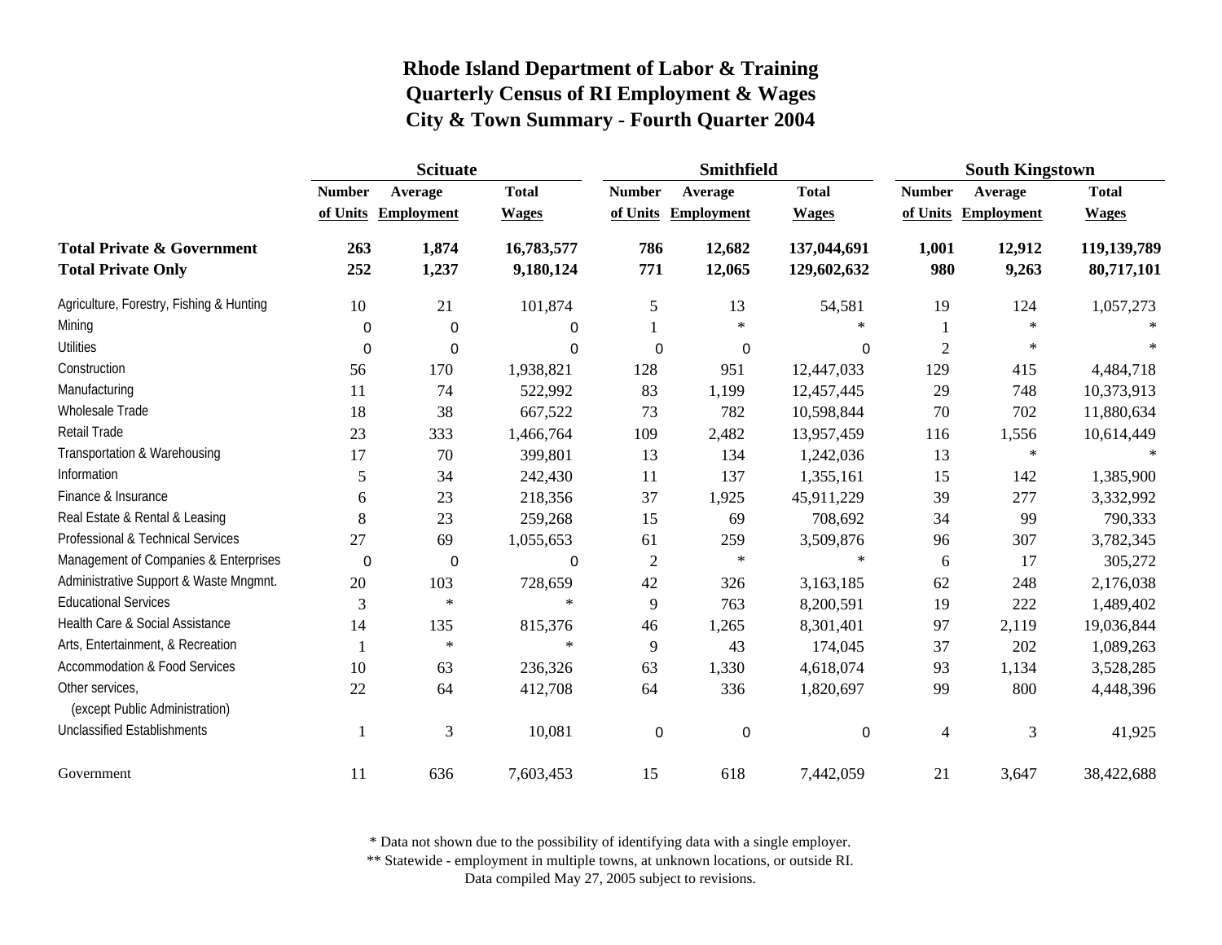# Rhode Island Department of Labor & Training
## Quarterly Census of RI Employment & Wages
## City & Town Summary - Fourth Quarter 2004

| | Scituate | | | Smithfield | | | South Kingstown | | |
|---|---|---|---|---|---|---|---|---|---|
| | Number of Units | Average Employment | Total Wages | Number of Units | Average Employment | Total Wages | Number of Units | Average Employment | Total Wages |
| **Total Private & Government** | **263** | **1,874** | **16,783,577** | **786** | **12,682** | **137,044,691** | **1,001** | **12,912** | **119,139,789** |
| **Total Private Only** | **252** | **1,237** | **9,180,124** | **771** | **12,065** | **129,602,632** | **980** | **9,263** | **80,717,101** |
| Agriculture, Forestry, Fishing & Hunting | 10 | 21 | 101,874 | 5 | 13 | 54,581 | 19 | 124 | 1,057,273 |
| Mining | 0 | 0 | 0 | 1 | * | * | 1 | * | * |
| Utilities | 0 | 0 | 0 | 0 | 0 | 0 | 2 | * | * |
| Construction | 56 | 170 | 1,938,821 | 128 | 951 | 12,447,033 | 129 | 415 | 4,484,718 |
| Manufacturing | 11 | 74 | 522,992 | 83 | 1,199 | 12,457,445 | 29 | 748 | 10,373,913 |
| Wholesale Trade | 18 | 38 | 667,522 | 73 | 782 | 10,598,844 | 70 | 702 | 11,880,634 |
| Retail Trade | 23 | 333 | 1,466,764 | 109 | 2,482 | 13,957,459 | 116 | 1,556 | 10,614,449 |
| Transportation & Warehousing | 17 | 70 | 399,801 | 13 | 134 | 1,242,036 | 13 | * | * |
| Information | 5 | 34 | 242,430 | 11 | 137 | 1,355,161 | 15 | 142 | 1,385,900 |
| Finance & Insurance | 6 | 23 | 218,356 | 37 | 1,925 | 45,911,229 | 39 | 277 | 3,332,992 |
| Real Estate & Rental & Leasing | 8 | 23 | 259,268 | 15 | 69 | 708,692 | 34 | 99 | 790,333 |
| Professional & Technical Services | 27 | 69 | 1,055,653 | 61 | 259 | 3,509,876 | 96 | 307 | 3,782,345 |
| Management of Companies & Enterprises | 0 | 0 | 0 | 2 | * | * | 6 | 17 | 305,272 |
| Administrative Support & Waste Mngmnt. | 20 | 103 | 728,659 | 42 | 326 | 3,163,185 | 62 | 248 | 2,176,038 |
| Educational Services | 3 | * | * | 9 | 763 | 8,200,591 | 19 | 222 | 1,489,402 |
| Health Care & Social Assistance | 14 | 135 | 815,376 | 46 | 1,265 | 8,301,401 | 97 | 2,119 | 19,036,844 |
| Arts, Entertainment, & Recreation | 1 | * | * | 9 | 43 | 174,045 | 37 | 202 | 1,089,263 |
| Accommodation & Food Services | 10 | 63 | 236,326 | 63 | 1,330 | 4,618,074 | 93 | 1,134 | 3,528,285 |
| Other services, (except Public Administration) | 22 | 64 | 412,708 | 64 | 336 | 1,820,697 | 99 | 800 | 4,448,396 |
| Unclassified Establishments | 1 | 3 | 10,081 | 0 | 0 | 0 | 4 | 3 | 41,925 |
| Government | 11 | 636 | 7,603,453 | 15 | 618 | 7,442,059 | 21 | 3,647 | 38,422,688 |

\* Data not shown due to the possibility of identifying data with a single employer.
\** Statewide - employment in multiple towns, at unknown locations, or outside RI.
Data compiled May 27, 2005 subject to revisions.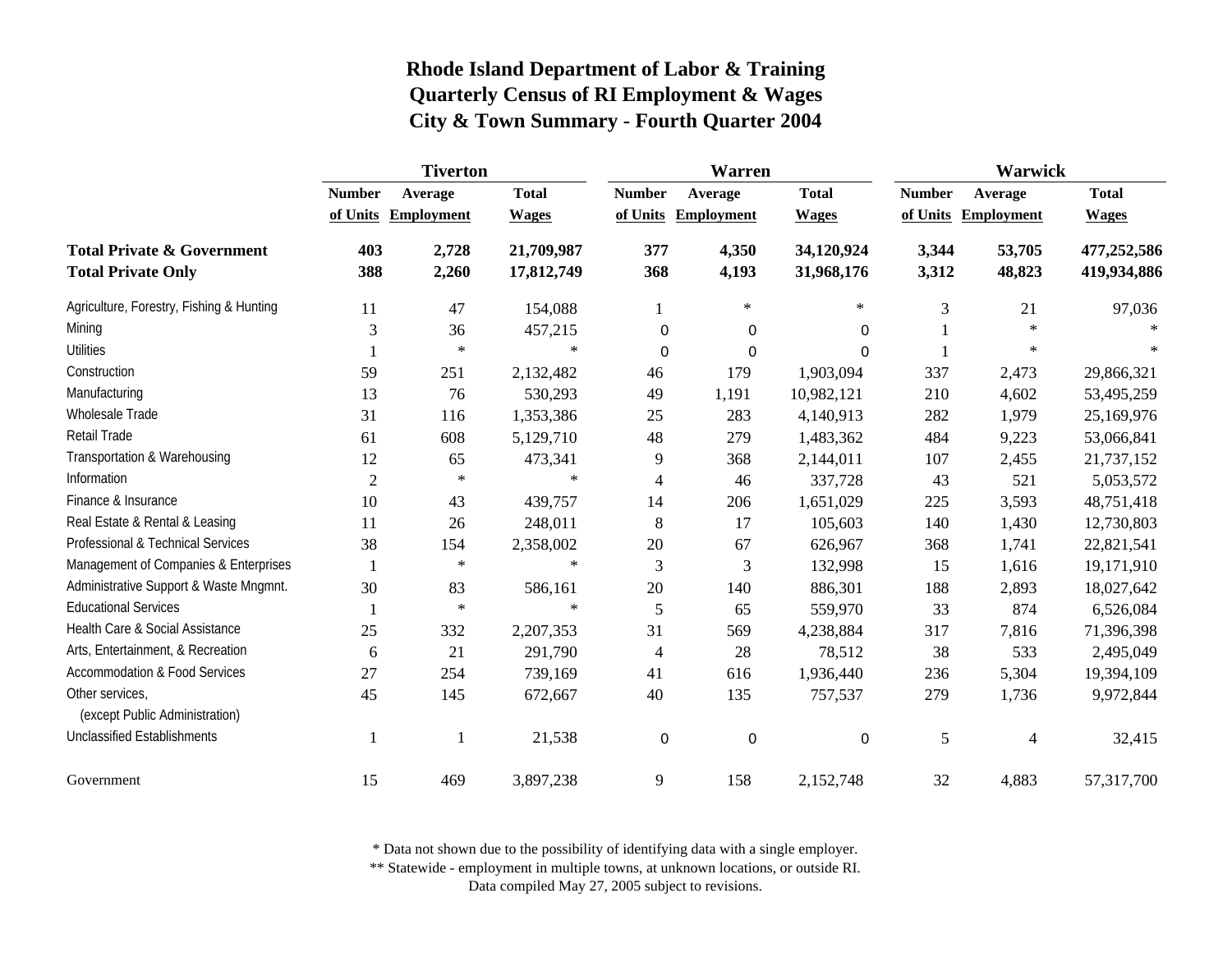# Rhode Island Department of Labor & Training
## Quarterly Census of RI Employment & Wages
## City & Town Summary - Fourth Quarter 2004

| | Tiverton | | | Warren | | | Warwick | | |
|---|---|---|---|---|---|---|---|---|---|
| | Number of Units | Average Employment | Total Wages | Number of Units | Average Employment | Total Wages | Number of Units | Average Employment | Total Wages |
| **Total Private & Government** | **403** | **2,728** | **21,709,987** | **377** | **4,350** | **34,120,924** | **3,344** | **53,705** | **477,252,586** |
| **Total Private Only** | **388** | **2,260** | **17,812,749** | **368** | **4,193** | **31,968,176** | **3,312** | **48,823** | **419,934,886** |
| Agriculture, Forestry, Fishing & Hunting | 11 | 47 | 154,088 | 1 | * | * | 3 | 21 | 97,036 |
| Mining | 3 | 36 | 457,215 | 0 | 0 | 0 | 1 | * | * |
| Utilities | 1 | * | * | 0 | 0 | 0 | 1 | * | * |
| Construction | 59 | 251 | 2,132,482 | 46 | 179 | 1,903,094 | 337 | 2,473 | 29,866,321 |
| Manufacturing | 13 | 76 | 530,293 | 49 | 1,191 | 10,982,121 | 210 | 4,602 | 53,495,259 |
| Wholesale Trade | 31 | 116 | 1,353,386 | 25 | 283 | 4,140,913 | 282 | 1,979 | 25,169,976 |
| Retail Trade | 61 | 608 | 5,129,710 | 48 | 279 | 1,483,362 | 484 | 9,223 | 53,066,841 |
| Transportation & Warehousing | 12 | 65 | 473,341 | 9 | 368 | 2,144,011 | 107 | 2,455 | 21,737,152 |
| Information | 2 | * | * | 4 | 46 | 337,728 | 43 | 521 | 5,053,572 |
| Finance & Insurance | 10 | 43 | 439,757 | 14 | 206 | 1,651,029 | 225 | 3,593 | 48,751,418 |
| Real Estate & Rental & Leasing | 11 | 26 | 248,011 | 8 | 17 | 105,603 | 140 | 1,430 | 12,730,803 |
| Professional & Technical Services | 38 | 154 | 2,358,002 | 20 | 67 | 626,967 | 368 | 1,741 | 22,821,541 |
| Management of Companies & Enterprises | 1 | * | * | 3 | 3 | 132,998 | 15 | 1,616 | 19,171,910 |
| Administrative Support & Waste Mngmnt. | 30 | 83 | 586,161 | 20 | 140 | 886,301 | 188 | 2,893 | 18,027,642 |
| Educational Services | 1 | * | * | 5 | 65 | 559,970 | 33 | 874 | 6,526,084 |
| Health Care & Social Assistance | 25 | 332 | 2,207,353 | 31 | 569 | 4,238,884 | 317 | 7,816 | 71,396,398 |
| Arts, Entertainment, & Recreation | 6 | 21 | 291,790 | 4 | 28 | 78,512 | 38 | 533 | 2,495,049 |
| Accommodation & Food Services | 27 | 254 | 739,169 | 41 | 616 | 1,936,440 | 236 | 5,304 | 19,394,109 |
| Other services, (except Public Administration) | 45 | 145 | 672,667 | 40 | 135 | 757,537 | 279 | 1,736 | 9,972,844 |
| Unclassified Establishments | 1 | 1 | 21,538 | 0 | 0 | 0 | 5 | 4 | 32,415 |
| Government | 15 | 469 | 3,897,238 | 9 | 158 | 2,152,748 | 32 | 4,883 | 57,317,700 |

\* Data not shown due to the possibility of identifying data with a single employer.

\** Statewide - employment in multiple towns, at unknown locations, or outside RI.

Data compiled May 27, 2005 subject to revisions.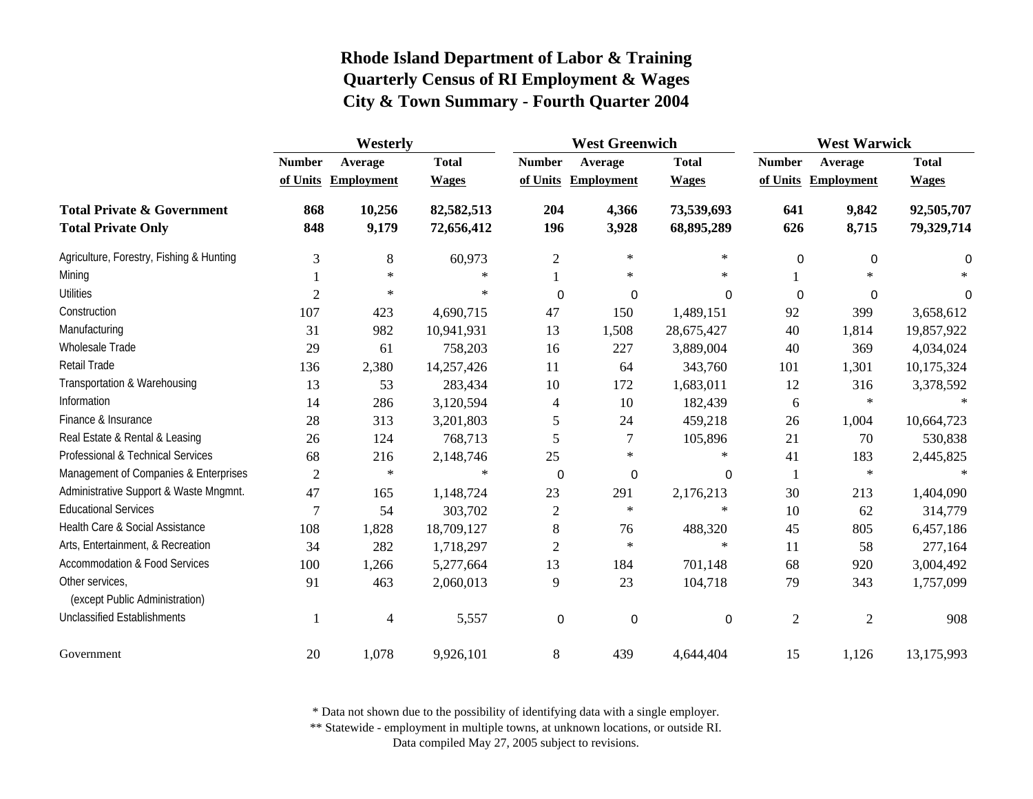# Rhode Island Department of Labor & Training
## Quarterly Census of RI Employment & Wages
### City & Town Summary - Fourth Quarter 2004

| | Westerly | | | West Greenwich | | | West Warwick | | |
|---|---|---|---|---|---|---|---|---|---|
| | Number of Units | Average Employment | Total Wages | Number of Units | Average Employment | Total Wages | Number of Units | Average Employment | Total Wages |
| **Total Private & Government** | **868** | **10,256** | **82,582,513** | **204** | **4,366** | **73,539,693** | **641** | **9,842** | **92,505,707** |
| **Total Private Only** | **848** | **9,179** | **72,656,412** | **196** | **3,928** | **68,895,289** | **626** | **8,715** | **79,329,714** |
| Agriculture, Forestry, Fishing & Hunting | 3 | 8 | 60,973 | 2 | * | * | 0 | 0 | 0 |
| Mining | 1 | * | * | 1 | * | * | 1 | * | * |
| Utilities | 2 | * | * | 0 | 0 | 0 | 0 | 0 | 0 |
| Construction | 107 | 423 | 4,690,715 | 47 | 150 | 1,489,151 | 92 | 399 | 3,658,612 |
| Manufacturing | 31 | 982 | 10,941,931 | 13 | 1,508 | 28,675,427 | 40 | 1,814 | 19,857,922 |
| Wholesale Trade | 29 | 61 | 758,203 | 16 | 227 | 3,889,004 | 40 | 369 | 4,034,024 |
| Retail Trade | 136 | 2,380 | 14,257,426 | 11 | 64 | 343,760 | 101 | 1,301 | 10,175,324 |
| Transportation & Warehousing | 13 | 53 | 283,434 | 10 | 172 | 1,683,011 | 12 | 316 | 3,378,592 |
| Information | 14 | 286 | 3,120,594 | 4 | 10 | 182,439 | 6 | * | * |
| Finance & Insurance | 28 | 313 | 3,201,803 | 5 | 24 | 459,218 | 26 | 1,004 | 10,664,723 |
| Real Estate & Rental & Leasing | 26 | 124 | 768,713 | 5 | 7 | 105,896 | 21 | 70 | 530,838 |
| Professional & Technical Services | 68 | 216 | 2,148,746 | 25 | * | * | 41 | 183 | 2,445,825 |
| Management of Companies & Enterprises | 2 | * | * | 0 | 0 | 0 | 1 | * | * |
| Administrative Support & Waste Mngmnt. | 47 | 165 | 1,148,724 | 23 | 291 | 2,176,213 | 30 | 213 | 1,404,090 |
| Educational Services | 7 | 54 | 303,702 | 2 | * | * | 10 | 62 | 314,779 |
| Health Care & Social Assistance | 108 | 1,828 | 18,709,127 | 8 | 76 | 488,320 | 45 | 805 | 6,457,186 |
| Arts, Entertainment, & Recreation | 34 | 282 | 1,718,297 | 2 | * | * | 11 | 58 | 277,164 |
| Accommodation & Food Services | 100 | 1,266 | 5,277,664 | 13 | 184 | 701,148 | 68 | 920 | 3,004,492 |
| Other services, (except Public Administration) | 91 | 463 | 2,060,013 | 9 | 23 | 104,718 | 79 | 343 | 1,757,099 |
| Unclassified Establishments | 1 | 4 | 5,557 | 0 | 0 | 0 | 2 | 2 | 908 |
| Government | 20 | 1,078 | 9,926,101 | 8 | 439 | 4,644,404 | 15 | 1,126 | 13,175,993 |

\* Data not shown due to the possibility of identifying data with a single employer.
\*\* Statewide - employment in multiple towns, at unknown locations, or outside RI.
Data compiled May 27, 2005 subject to revisions.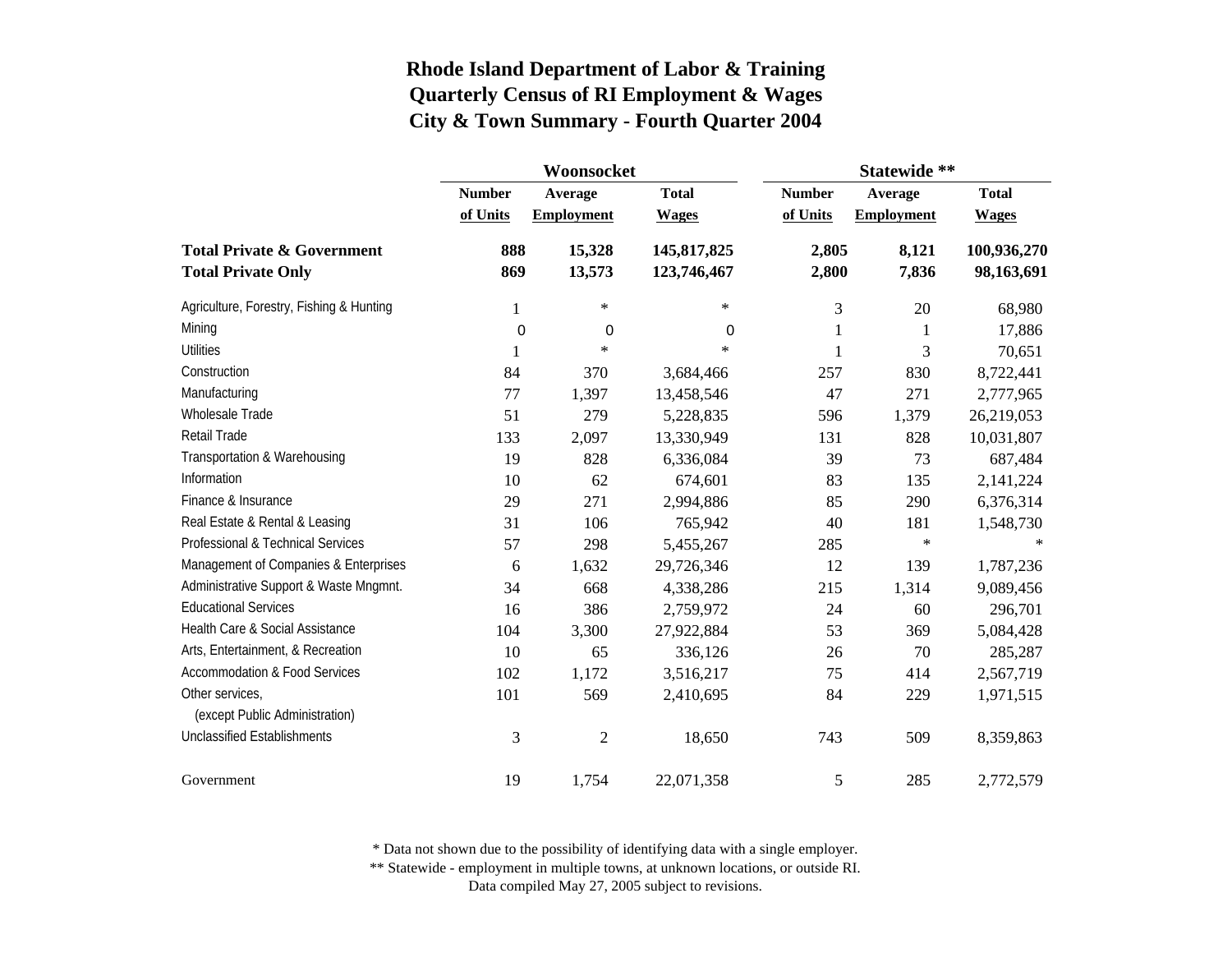# Rhode Island Department of Labor & Training
## Quarterly Census of RI Employment & Wages
## City & Town Summary - Fourth Quarter 2004

| | Woonsocket | | | Statewide ** | | |
|---|---|---|---|---|---|---|
| | Number of Units | Average Employment | Total Wages | Number of Units | Average Employment | Total Wages |
| **Total Private & Government** | **888** | **15,328** | **145,817,825** | **2,805** | **8,121** | **100,936,270** |
| **Total Private Only** | **869** | **13,573** | **123,746,467** | **2,800** | **7,836** | **98,163,691** |
| Agriculture, Forestry, Fishing & Hunting | 1 | * | * | 3 | 20 | 68,980 |
| Mining | 0 | 0 | 0 | 1 | 1 | 17,886 |
| Utilities | 1 | * | * | 1 | 3 | 70,651 |
| Construction | 84 | 370 | 3,684,466 | 257 | 830 | 8,722,441 |
| Manufacturing | 77 | 1,397 | 13,458,546 | 47 | 271 | 2,777,965 |
| Wholesale Trade | 51 | 279 | 5,228,835 | 596 | 1,379 | 26,219,053 |
| Retail Trade | 133 | 2,097 | 13,330,949 | 131 | 828 | 10,031,807 |
| Transportation & Warehousing | 19 | 828 | 6,336,084 | 39 | 73 | 687,484 |
| Information | 10 | 62 | 674,601 | 83 | 135 | 2,141,224 |
| Finance & Insurance | 29 | 271 | 2,994,886 | 85 | 290 | 6,376,314 |
| Real Estate & Rental & Leasing | 31 | 106 | 765,942 | 40 | 181 | 1,548,730 |
| Professional & Technical Services | 57 | 298 | 5,455,267 | 285 | * | * |
| Management of Companies & Enterprises | 6 | 1,632 | 29,726,346 | 12 | 139 | 1,787,236 |
| Administrative Support & Waste Mngmnt. | 34 | 668 | 4,338,286 | 215 | 1,314 | 9,089,456 |
| Educational Services | 16 | 386 | 2,759,972 | 24 | 60 | 296,701 |
| Health Care & Social Assistance | 104 | 3,300 | 27,922,884 | 53 | 369 | 5,084,428 |
| Arts, Entertainment, & Recreation | 10 | 65 | 336,126 | 26 | 70 | 285,287 |
| Accommodation & Food Services | 102 | 1,172 | 3,516,217 | 75 | 414 | 2,567,719 |
| Other services, (except Public Administration) | 101 | 569 | 2,410,695 | 84 | 229 | 1,971,515 |
| Unclassified Establishments | 3 | 2 | 18,650 | 743 | 509 | 8,359,863 |
| Government | 19 | 1,754 | 22,071,358 | 5 | 285 | 2,772,579 |

\* Data not shown due to the possibility of identifying data with a single employer.
\** Statewide - employment in multiple towns, at unknown locations, or outside RI.
Data compiled May 27, 2005 subject to revisions.